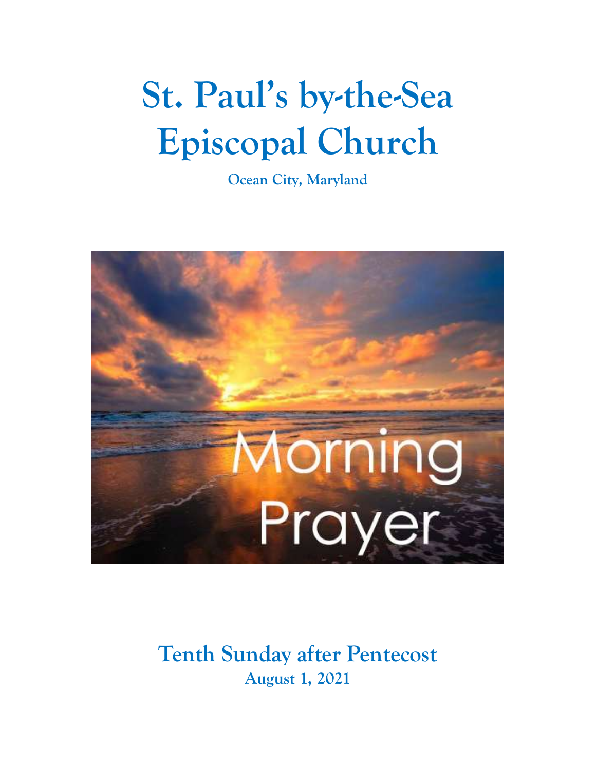# St. Paul's by-the-Sea Episcopal Church

**Ocean City, Maryland**

## Tenth Sunday after Pentecost

**August 1, 2021**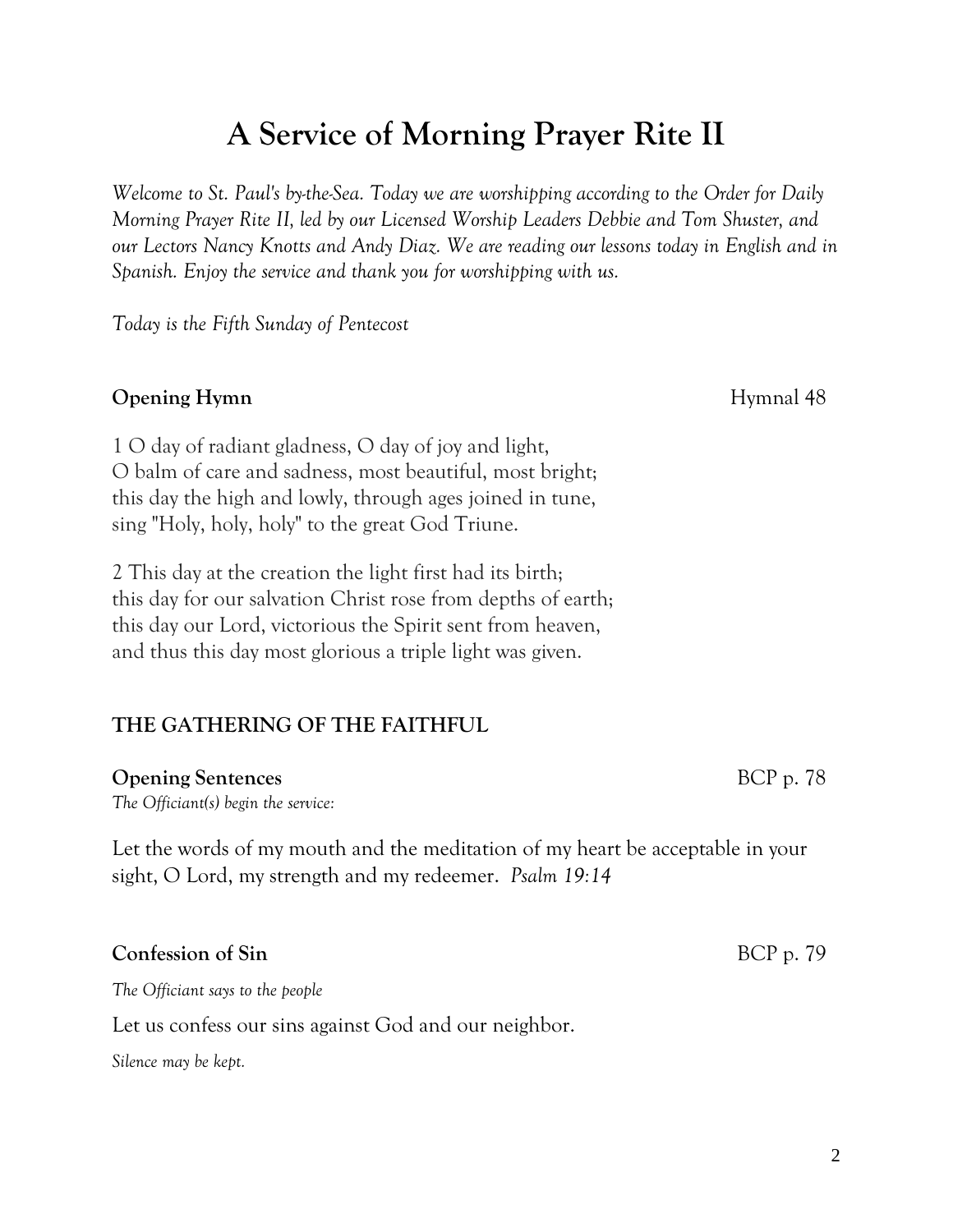# A Service of Morning Prayer Rite II

*Welcome to St. Paul's by-the-Sea. Today we are worshipping according to the Order for Daily Morning Prayer Rite II, led by our Licensed Worship Leaders Debbie and Tom Shuster, and our Lectors Nancy Knotts and Andy Diaz. We are reading our lessons today in English and in Spanish. Enjoy the service and thank you for worshipping with us.*

*Today is the Fifth Sunday of Pentecost*

**Opening Hymn** Hymnal 48

1 O day of radiant gladness, O day of joy and light,
O balm of care and sadness, most beautiful, most bright;
this day the high and lowly, through ages joined in tune,
sing "Holy, holy, holy" to the great God Triune.

2 This day at the creation the light first had its birth;
this day for our salvation Christ rose from depths of earth;
this day our Lord, victorious the Spirit sent from heaven,
and thus this day most glorious a triple light was given.

## THE GATHERING OF THE FAITHFUL

**Opening Sentences** BCP p. 78

*The Officiant(s) begin the service:*

Let the words of my mouth and the meditation of my heart be acceptable in your sight, O Lord, my strength and my redeemer. *Psalm 19:14*

**Confession of Sin** BCP p. 79

*The Officiant says to the people*

Let us confess our sins against God and our neighbor.

*Silence may be kept.*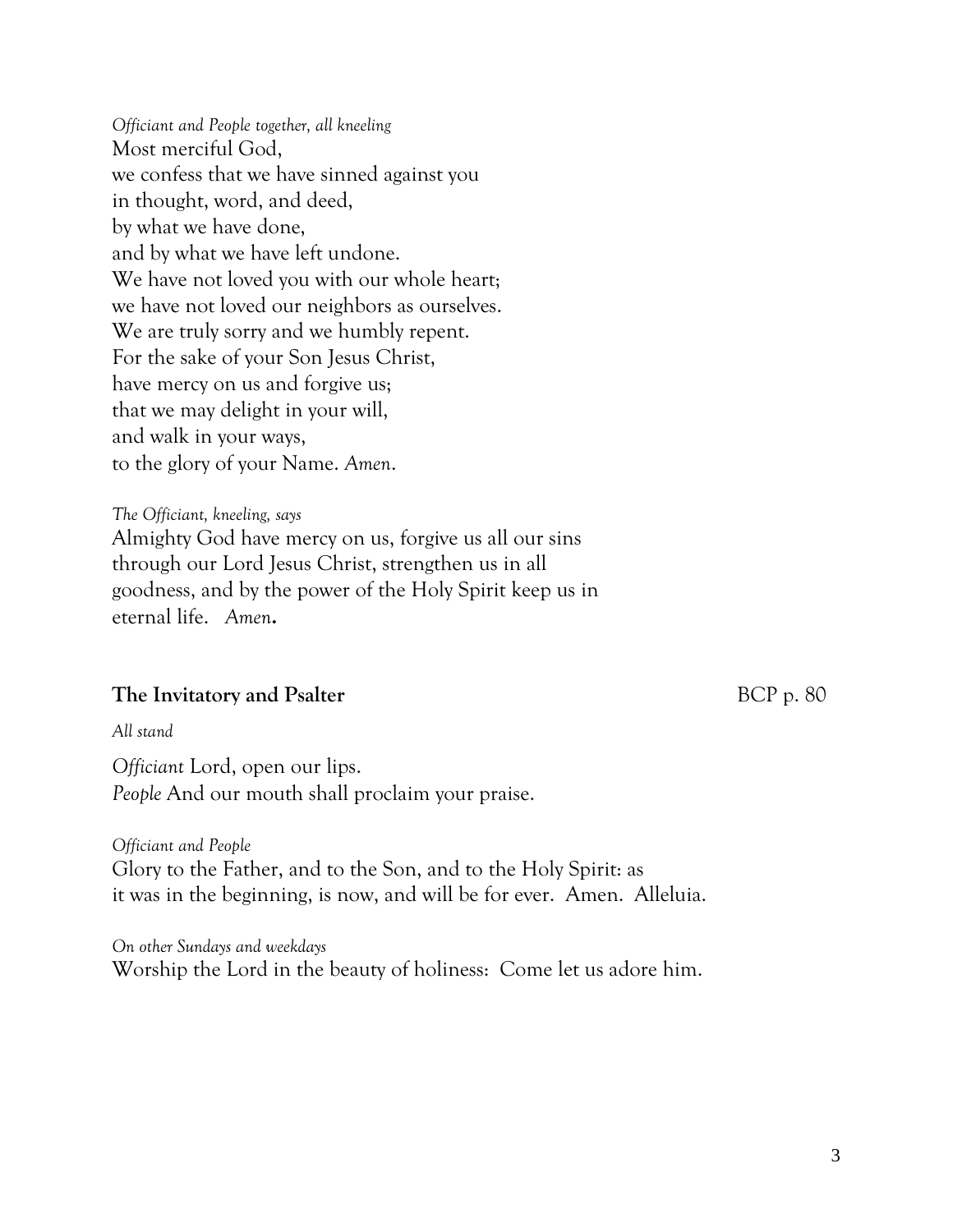*Officiant and People together, all kneeling*

Most merciful God,
we confess that we have sinned against you
in thought, word, and deed,
by what we have done,
and by what we have left undone.
We have not loved you with our whole heart;
we have not loved our neighbors as ourselves.
We are truly sorry and we humbly repent.
For the sake of your Son Jesus Christ,
have mercy on us and forgive us;
that we may delight in your will,
and walk in your ways,
to the glory of your Name. *Amen*.

*The Officiant, kneeling, says*

Almighty God have mercy on us, forgive us all our sins through our Lord Jesus Christ, strengthen us in all goodness, and by the power of the Holy Spirit keep us in eternal life. *Amen*.

## The Invitatory and Psalter — BCP p. 80

*All stand*

*Officiant* Lord, open our lips.
*People* And our mouth shall proclaim your praise.

*Officiant and People*

Glory to the Father, and to the Son, and to the Holy Spirit: as it was in the beginning, is now, and will be for ever. Amen. Alleluia.

*On other Sundays and weekdays*

Worship the Lord in the beauty of holiness: Come let us adore him.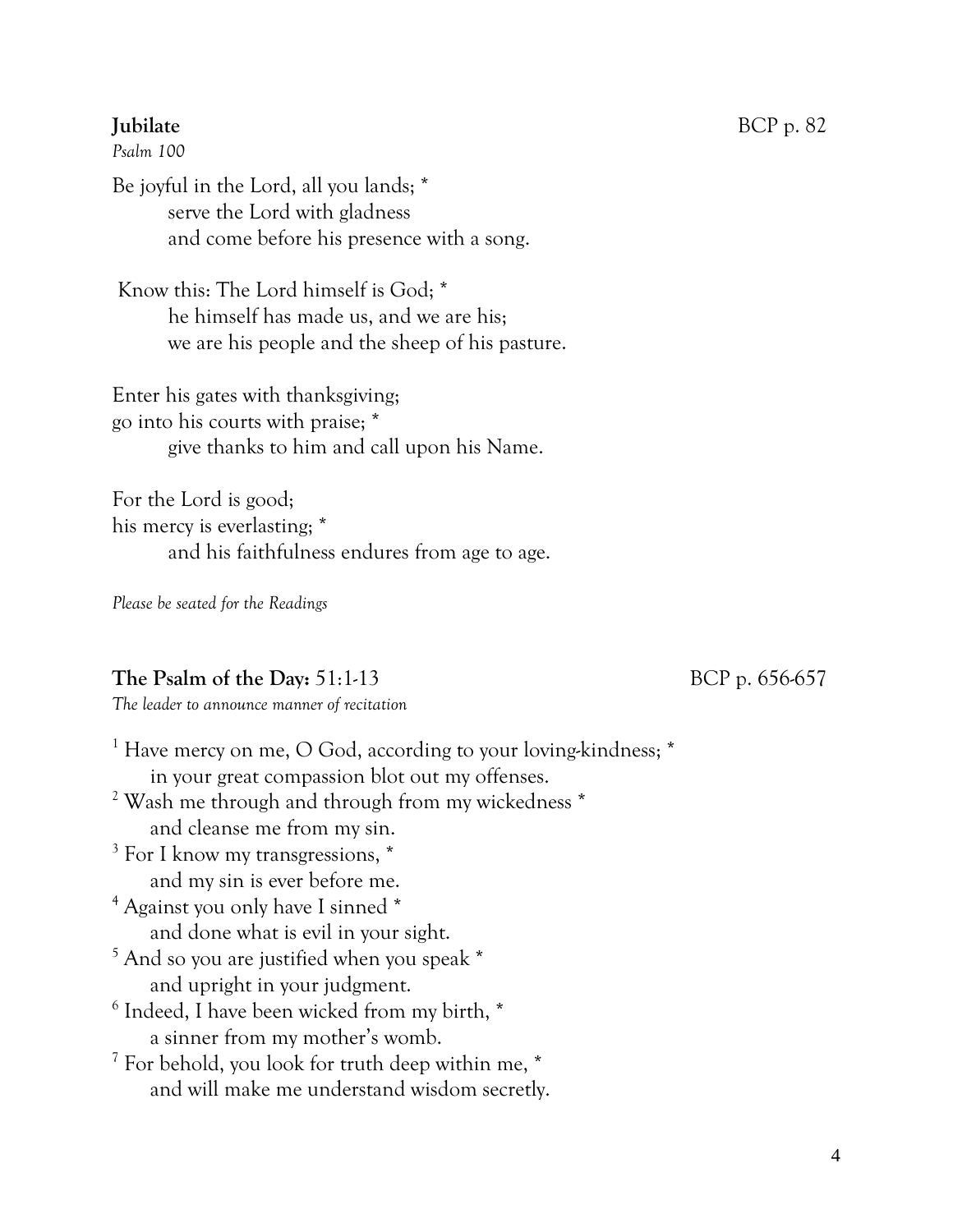**Jubilate** BCP p. 82

*Psalm 100*

Be joyful in the Lord, all you lands; *
serve the Lord with gladness
and come before his presence with a song.

Know this: The Lord himself is God; *
he himself has made us, and we are his;
we are his people and the sheep of his pasture.

Enter his gates with thanksgiving;
go into his courts with praise; *
give thanks to him and call upon his Name.

For the Lord is good;
his mercy is everlasting; *
and his faithfulness endures from age to age.

*Please be seated for the Readings*

**The Psalm of the Day:** 51:1-13 BCP p. 656-657

*The leader to announce manner of recitation*

[1] Have mercy on me, O God, according to your loving-kindness; *
in your great compassion blot out my offenses.
[2] Wash me through and through from my wickedness *
and cleanse me from my sin.
[3] For I know my transgressions, *
and my sin is ever before me.
[4] Against you only have I sinned *
and done what is evil in your sight.
[5] And so you are justified when you speak *
and upright in your judgment.
[6] Indeed, I have been wicked from my birth, *
a sinner from my mother's womb.
[7] For behold, you look for truth deep within me, *
and will make me understand wisdom secretly.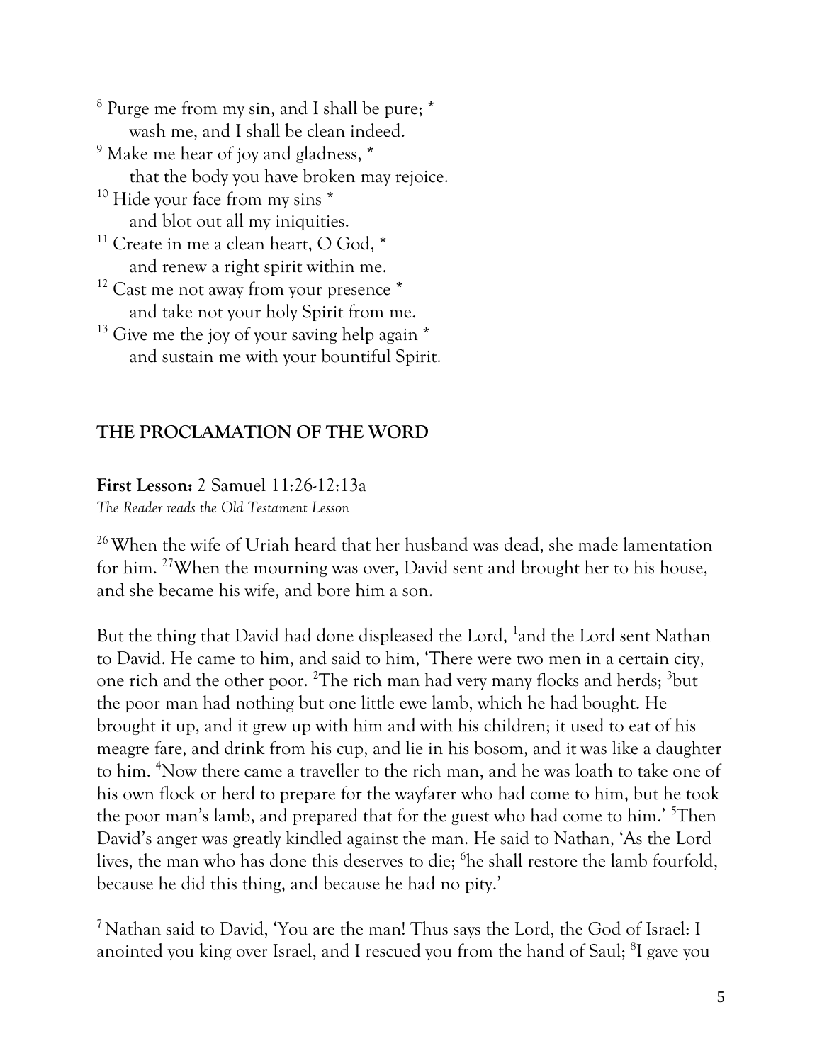[8] Purge me from my sin, and I shall be pure; *
    wash me, and I shall be clean indeed.
[9] Make me hear of joy and gladness, *
    that the body you have broken may rejoice.
[10] Hide your face from my sins *
    and blot out all my iniquities.
[11] Create in me a clean heart, O God, *
    and renew a right spirit within me.
[12] Cast me not away from your presence *
    and take not your holy Spirit from me.
[13] Give me the joy of your saving help again *
    and sustain me with your bountiful Spirit.

## THE PROCLAMATION OF THE WORD

**First Lesson:** 2 Samuel 11:26-12:13a
*The Reader reads the Old Testament Lesson*

[26] When the wife of Uriah heard that her husband was dead, she made lamentation for him. [27] When the mourning was over, David sent and brought her to his house, and she became his wife, and bore him a son.

But the thing that David had done displeased the Lord, [1] and the Lord sent Nathan to David. He came to him, and said to him, 'There were two men in a certain city, one rich and the other poor. [2] The rich man had very many flocks and herds; [3] but the poor man had nothing but one little ewe lamb, which he had bought. He brought it up, and it grew up with him and with his children; it used to eat of his meagre fare, and drink from his cup, and lie in his bosom, and it was like a daughter to him. [4] Now there came a traveller to the rich man, and he was loath to take one of his own flock or herd to prepare for the wayfarer who had come to him, but he took the poor man's lamb, and prepared that for the guest who had come to him.' [5] Then David's anger was greatly kindled against the man. He said to Nathan, 'As the Lord lives, the man who has done this deserves to die; [6] he shall restore the lamb fourfold, because he did this thing, and because he had no pity.'

[7] Nathan said to David, 'You are the man! Thus says the Lord, the God of Israel: I anointed you king over Israel, and I rescued you from the hand of Saul; [8] I gave you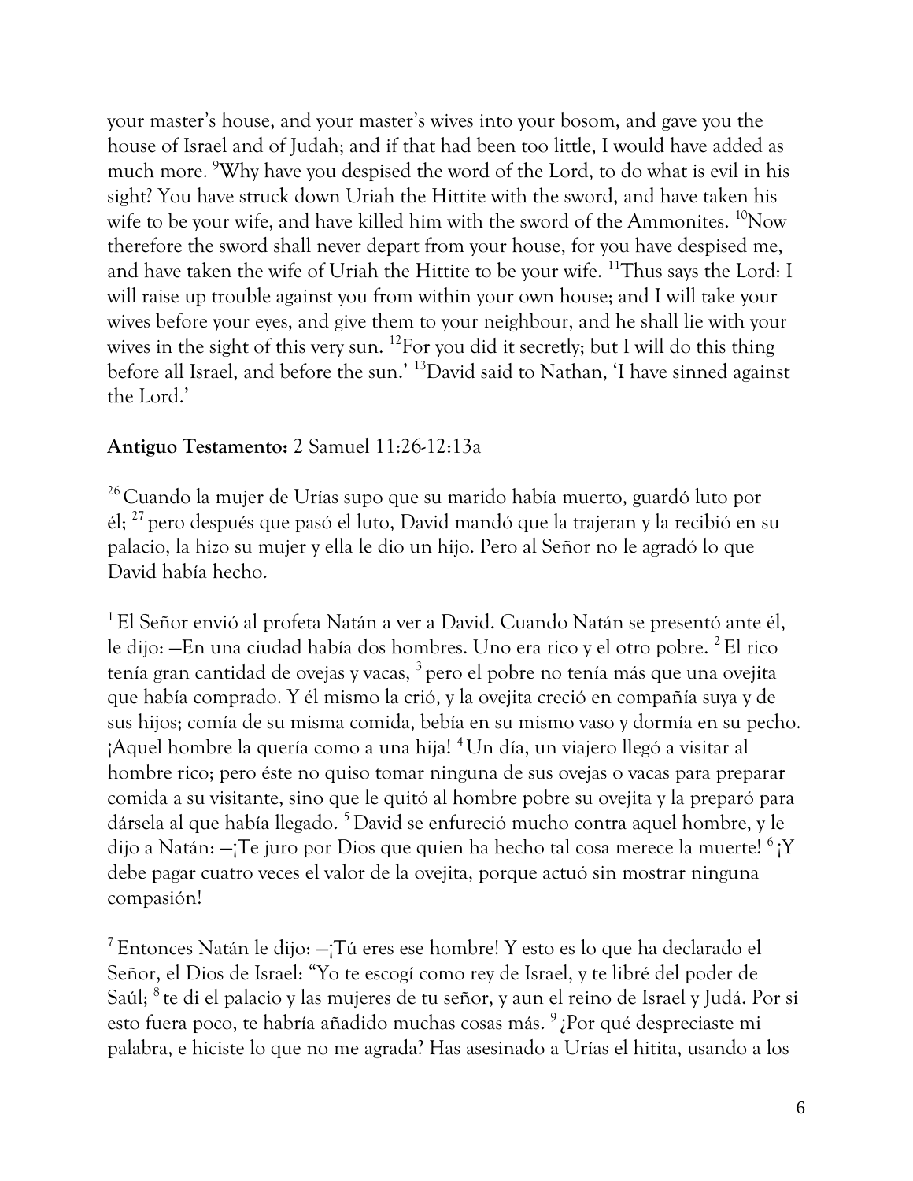your master's house, and your master's wives into your bosom, and gave you the house of Israel and of Judah; and if that had been too little, I would have added as much more. [9]Why have you despised the word of the Lord, to do what is evil in his sight? You have struck down Uriah the Hittite with the sword, and have taken his wife to be your wife, and have killed him with the sword of the Ammonites. [10]Now therefore the sword shall never depart from your house, for you have despised me, and have taken the wife of Uriah the Hittite to be your wife. [11]Thus says the Lord: I will raise up trouble against you from within your own house; and I will take your wives before your eyes, and give them to your neighbour, and he shall lie with your wives in the sight of this very sun. [12]For you did it secretly; but I will do this thing before all Israel, and before the sun.' [13]David said to Nathan, 'I have sinned against the Lord.'

**Antiguo Testamento:** 2 Samuel 11:26-12:13a

[26] Cuando la mujer de Urías supo que su marido había muerto, guardó luto por él; [27] pero después que pasó el luto, David mandó que la trajeran y la recibió en su palacio, la hizo su mujer y ella le dio un hijo. Pero al Señor no le agradó lo que David había hecho.

[1] El Señor envió al profeta Natán a ver a David. Cuando Natán se presentó ante él, le dijo: —En una ciudad había dos hombres. Uno era rico y el otro pobre. [2] El rico tenía gran cantidad de ovejas y vacas, [3] pero el pobre no tenía más que una ovejita que había comprado. Y él mismo la crió, y la ovejita creció en compañía suya y de sus hijos; comía de su misma comida, bebía en su mismo vaso y dormía en su pecho. ¡Aquel hombre la quería como a una hija! [4] Un día, un viajero llegó a visitar al hombre rico; pero éste no quiso tomar ninguna de sus ovejas o vacas para preparar comida a su visitante, sino que le quitó al hombre pobre su ovejita y la preparó para dársela al que había llegado. [5] David se enfureció mucho contra aquel hombre, y le dijo a Natán: —¡Te juro por Dios que quien ha hecho tal cosa merece la muerte! [6] ¡Y debe pagar cuatro veces el valor de la ovejita, porque actuó sin mostrar ninguna compasión!

[7] Entonces Natán le dijo: —¡Tú eres ese hombre! Y esto es lo que ha declarado el Señor, el Dios de Israel: "Yo te escogí como rey de Israel, y te libré del poder de Saúl; [8] te di el palacio y las mujeres de tu señor, y aun el reino de Israel y Judá. Por si esto fuera poco, te habría añadido muchas cosas más. [9] ¿Por qué despreciaste mi palabra, e hiciste lo que no me agrada? Has asesinado a Urías el hitita, usando a los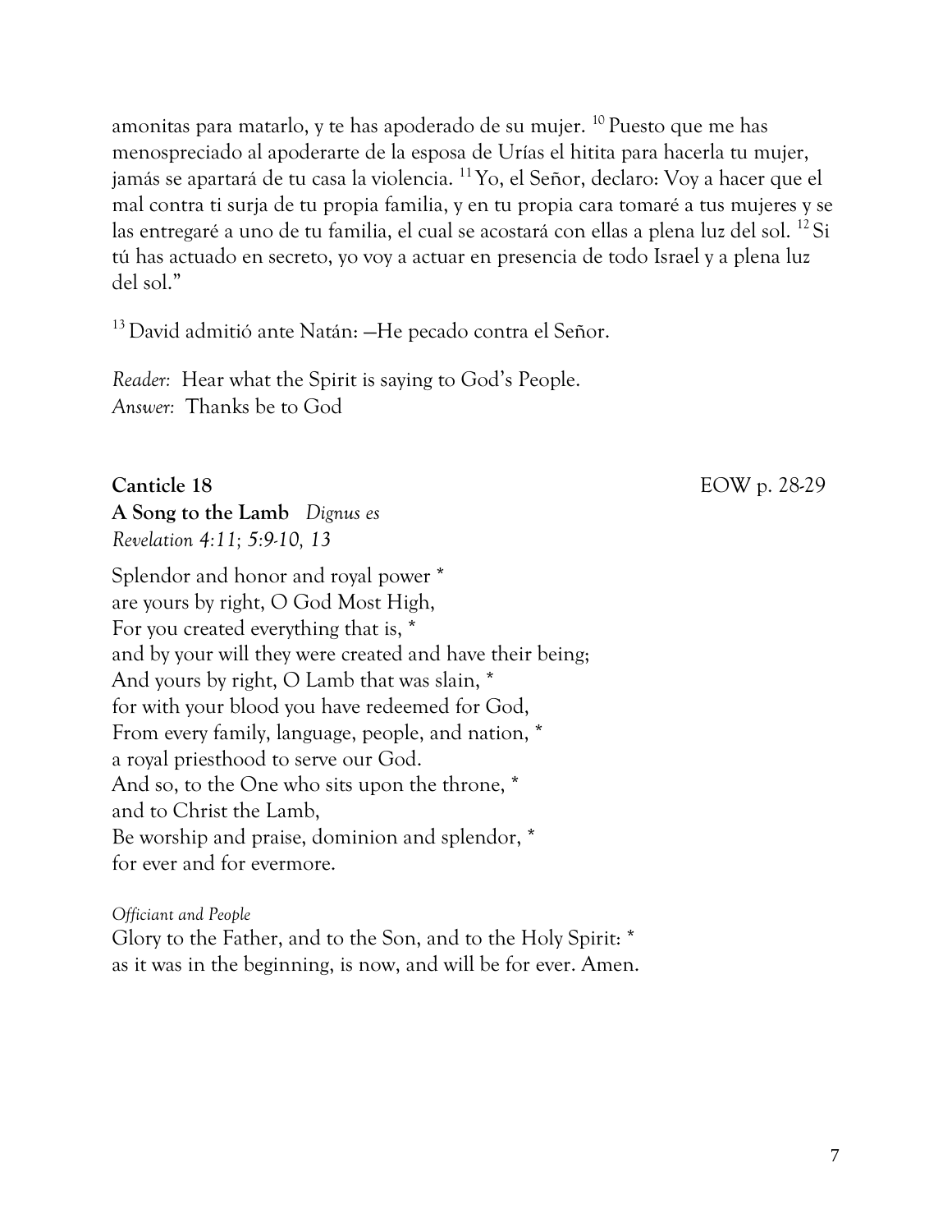amonitas para matarlo, y te has apoderado de su mujer. [10] Puesto que me has menospreciado al apoderarte de la esposa de Urías el hitita para hacerla tu mujer, jamás se apartará de tu casa la violencia. [11] Yo, el Señor, declaro: Voy a hacer que el mal contra ti surja de tu propia familia, y en tu propia cara tomaré a tus mujeres y se las entregaré a uno de tu familia, el cual se acostará con ellas a plena luz del sol. [12] Si tú has actuado en secreto, yo voy a actuar en presencia de todo Israel y a plena luz del sol."

[13] David admitió ante Natán: —He pecado contra el Señor.

*Reader*: Hear what the Spirit is saying to God's People.
*Answer*: Thanks be to God

**Canticle 18** EOW p. 28-29

**A Song to the Lamb** *Dignus es*
*Revelation 4:11; 5:9-10, 13*

Splendor and honor and royal power *
are yours by right, O God Most High,
For you created everything that is, *
and by your will they were created and have their being;
And yours by right, O Lamb that was slain, *
for with your blood you have redeemed for God,
From every family, language, people, and nation, *
a royal priesthood to serve our God.
And so, to the One who sits upon the throne, *
and to Christ the Lamb,
Be worship and praise, dominion and splendor, *
for ever and for evermore.

*Officiant and People*
Glory to the Father, and to the Son, and to the Holy Spirit: *
as it was in the beginning, is now, and will be for ever. Amen.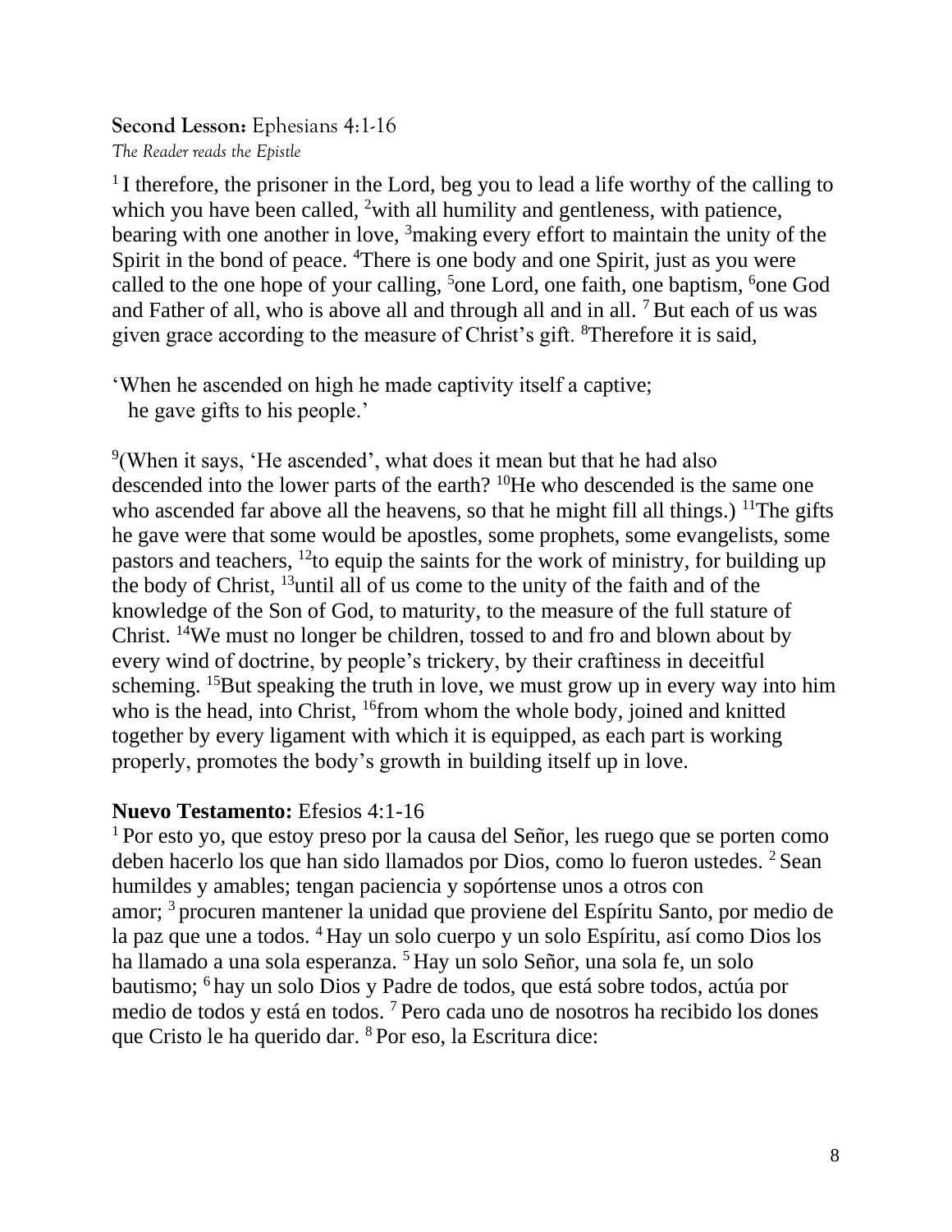**Second Lesson:** Ephesians 4:1-16

*The Reader reads the Epistle*

[1] I therefore, the prisoner in the Lord, beg you to lead a life worthy of the calling to which you have been called, [2]with all humility and gentleness, with patience, bearing with one another in love, [3]making every effort to maintain the unity of the Spirit in the bond of peace. [4]There is one body and one Spirit, just as you were called to the one hope of your calling, [5]one Lord, one faith, one baptism, [6]one God and Father of all, who is above all and through all and in all. [7] But each of us was given grace according to the measure of Christ's gift. [8]Therefore it is said,

'When he ascended on high he made captivity itself a captive;
he gave gifts to his people.'

[9](When it says, 'He ascended', what does it mean but that he had also descended into the lower parts of the earth? [10]He who descended is the same one who ascended far above all the heavens, so that he might fill all things.) [11]The gifts he gave were that some would be apostles, some prophets, some evangelists, some pastors and teachers, [12]to equip the saints for the work of ministry, for building up the body of Christ, [13]until all of us come to the unity of the faith and of the knowledge of the Son of God, to maturity, to the measure of the full stature of Christ. [14]We must no longer be children, tossed to and fro and blown about by every wind of doctrine, by people's trickery, by their craftiness in deceitful scheming. [15]But speaking the truth in love, we must grow up in every way into him who is the head, into Christ, [16]from whom the whole body, joined and knitted together by every ligament with which it is equipped, as each part is working properly, promotes the body's growth in building itself up in love.

**Nuevo Testamento:** Efesios 4:1-16

[1] Por esto yo, que estoy preso por la causa del Señor, les ruego que se porten como deben hacerlo los que han sido llamados por Dios, como lo fueron ustedes. [2] Sean humildes y amables; tengan paciencia y sopórtense unos a otros con amor; [3] procuren mantener la unidad que proviene del Espíritu Santo, por medio de la paz que une a todos. [4] Hay un solo cuerpo y un solo Espíritu, así como Dios los ha llamado a una sola esperanza. [5] Hay un solo Señor, una sola fe, un solo bautismo; [6] hay un solo Dios y Padre de todos, que está sobre todos, actúa por medio de todos y está en todos. [7] Pero cada uno de nosotros ha recibido los dones que Cristo le ha querido dar. [8] Por eso, la Escritura dice: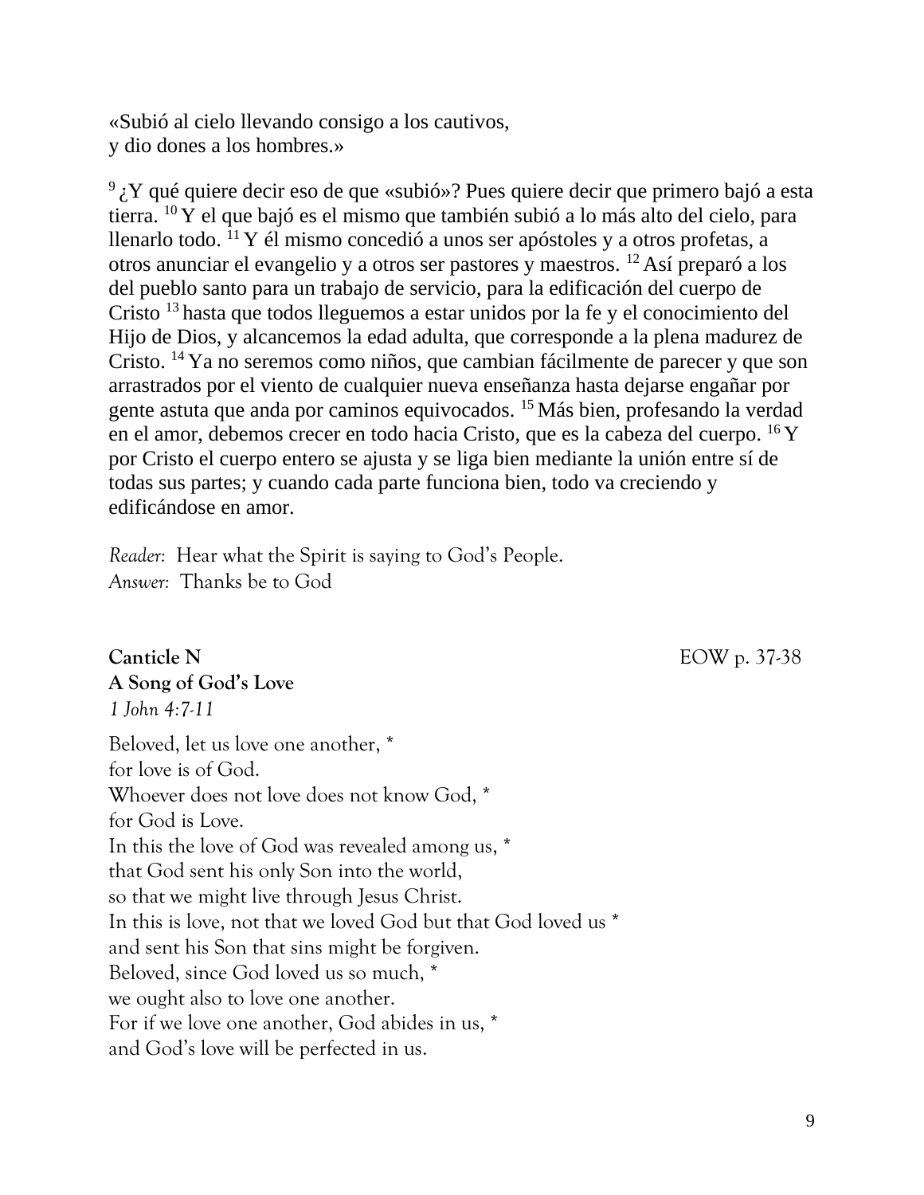«Subió al cielo llevando consigo a los cautivos,
y dio dones a los hombres.»

[9] ¿Y qué quiere decir eso de que «subió»? Pues quiere decir que primero bajó a esta tierra. [10] Y el que bajó es el mismo que también subió a lo más alto del cielo, para llenarlo todo. [11] Y él mismo concedió a unos ser apóstoles y a otros profetas, a otros anunciar el evangelio y a otros ser pastores y maestros. [12] Así preparó a los del pueblo santo para un trabajo de servicio, para la edificación del cuerpo de Cristo [13] hasta que todos lleguemos a estar unidos por la fe y el conocimiento del Hijo de Dios, y alcancemos la edad adulta, que corresponde a la plena madurez de Cristo. [14] Ya no seremos como niños, que cambian fácilmente de parecer y que son arrastrados por el viento de cualquier nueva enseñanza hasta dejarse engañar por gente astuta que anda por caminos equivocados. [15] Más bien, profesando la verdad en el amor, debemos crecer en todo hacia Cristo, que es la cabeza del cuerpo. [16] Y por Cristo el cuerpo entero se ajusta y se liga bien mediante la unión entre sí de todas sus partes; y cuando cada parte funciona bien, todo va creciendo y edificándose en amor.

*Reader:* Hear what the Spirit is saying to God's People.
*Answer:* Thanks be to God

**Canticle N** EOW p. 37-38
**A Song of God's Love**
*1 John 4:7-11*

Beloved, let us love one another, *
for love is of God.
Whoever does not love does not know God, *
for God is Love.
In this the love of God was revealed among us, *
that God sent his only Son into the world,
so that we might live through Jesus Christ.
In this is love, not that we loved God but that God loved us *
and sent his Son that sins might be forgiven.
Beloved, since God loved us so much, *
we ought also to love one another.
For if we love one another, God abides in us, *
and God's love will be perfected in us.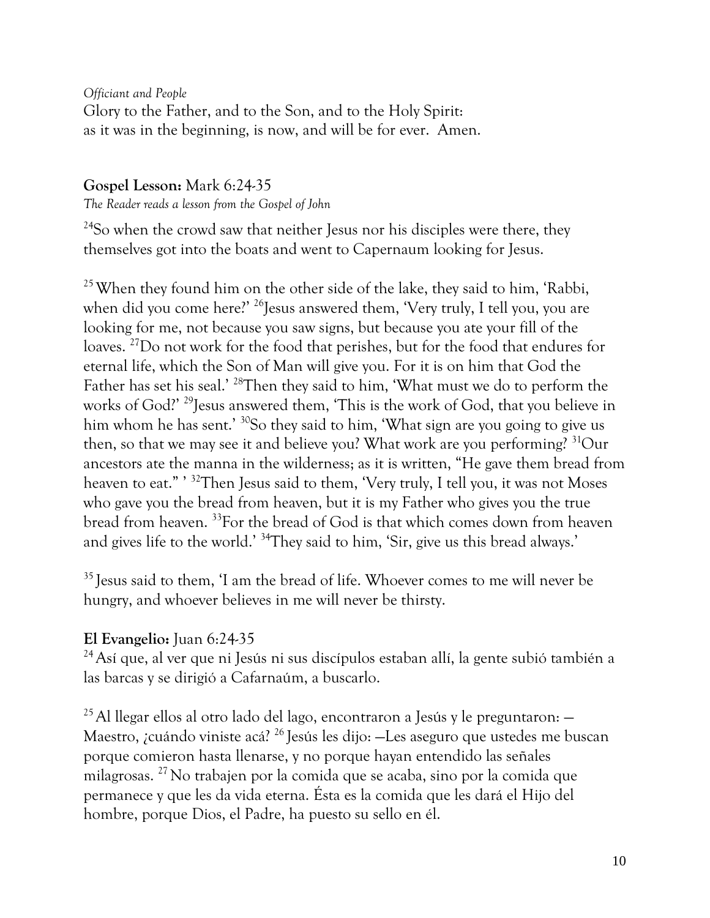*Officiant and People*

Glory to the Father, and to the Son, and to the Holy Spirit:
as it was in the beginning, is now, and will be for ever. Amen.

**Gospel Lesson:** Mark 6:24-35

*The Reader reads a lesson from the Gospel of John*

[24]So when the crowd saw that neither Jesus nor his disciples were there, they themselves got into the boats and went to Capernaum looking for Jesus.

[25] When they found him on the other side of the lake, they said to him, 'Rabbi, when did you come here?' [26]Jesus answered them, 'Very truly, I tell you, you are looking for me, not because you saw signs, but because you ate your fill of the loaves. [27]Do not work for the food that perishes, but for the food that endures for eternal life, which the Son of Man will give you. For it is on him that God the Father has set his seal.' [28]Then they said to him, 'What must we do to perform the works of God?' [29]Jesus answered them, 'This is the work of God, that you believe in him whom he has sent.' [30]So they said to him, 'What sign are you going to give us then, so that we may see it and believe you? What work are you performing? [31]Our ancestors ate the manna in the wilderness; as it is written, "He gave them bread from heaven to eat." ' [32]Then Jesus said to them, 'Very truly, I tell you, it was not Moses who gave you the bread from heaven, but it is my Father who gives you the true bread from heaven. [33]For the bread of God is that which comes down from heaven and gives life to the world.' [34]They said to him, 'Sir, give us this bread always.'

[35] Jesus said to them, 'I am the bread of life. Whoever comes to me will never be hungry, and whoever believes in me will never be thirsty.

**El Evangelio:** Juan 6:24-35

[24] Así que, al ver que ni Jesús ni sus discípulos estaban allí, la gente subió también a las barcas y se dirigió a Cafarnaúm, a buscarlo.

[25] Al llegar ellos al otro lado del lago, encontraron a Jesús y le preguntaron: —Maestro, ¿cuándo viniste acá? [26] Jesús les dijo: —Les aseguro que ustedes me buscan porque comieron hasta llenarse, y no porque hayan entendido las señales milagrosas. [27] No trabajen por la comida que se acaba, sino por la comida que permanece y que les da vida eterna. Ésta es la comida que les dará el Hijo del hombre, porque Dios, el Padre, ha puesto su sello en él.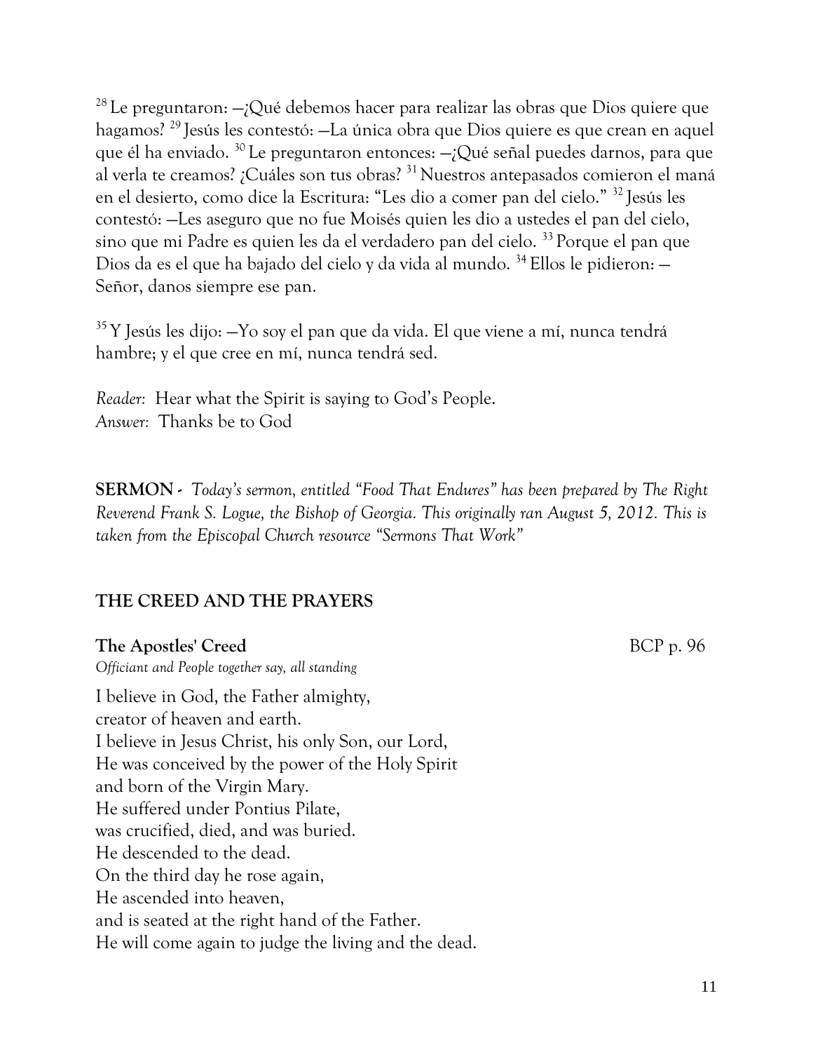[28] Le preguntaron: —¿Qué debemos hacer para realizar las obras que Dios quiere que hagamos? [29] Jesús les contestó: —La única obra que Dios quiere es que crean en aquel que él ha enviado. [30] Le preguntaron entonces: —¿Qué señal puedes darnos, para que al verla te creamos? ¿Cuáles son tus obras? [31] Nuestros antepasados comieron el maná en el desierto, como dice la Escritura: "Les dio a comer pan del cielo." [32] Jesús les contestó: —Les aseguro que no fue Moisés quien les dio a ustedes el pan del cielo, sino que mi Padre es quien les da el verdadero pan del cielo. [33] Porque el pan que Dios da es el que ha bajado del cielo y da vida al mundo. [34] Ellos le pidieron: —Señor, danos siempre ese pan.

[35] Y Jesús les dijo: —Yo soy el pan que da vida. El que viene a mí, nunca tendrá hambre; y el que cree en mí, nunca tendrá sed.

*Reader:* Hear what the Spirit is saying to God's People.
*Answer:* Thanks be to God

**SERMON -** *Today's sermon, entitled "Food That Endures" has been prepared by The Right Reverend Frank S. Logue, the Bishop of Georgia. This originally ran August 5, 2012. This is taken from the Episcopal Church resource "Sermons That Work"*

## THE CREED AND THE PRAYERS

**The Apostles' Creed** BCP p. 96

*Officiant and People together say, all standing*

I believe in God, the Father almighty,
creator of heaven and earth.
I believe in Jesus Christ, his only Son, our Lord,
He was conceived by the power of the Holy Spirit
and born of the Virgin Mary.
He suffered under Pontius Pilate,
was crucified, died, and was buried.
He descended to the dead.
On the third day he rose again,
He ascended into heaven,
and is seated at the right hand of the Father.
He will come again to judge the living and the dead.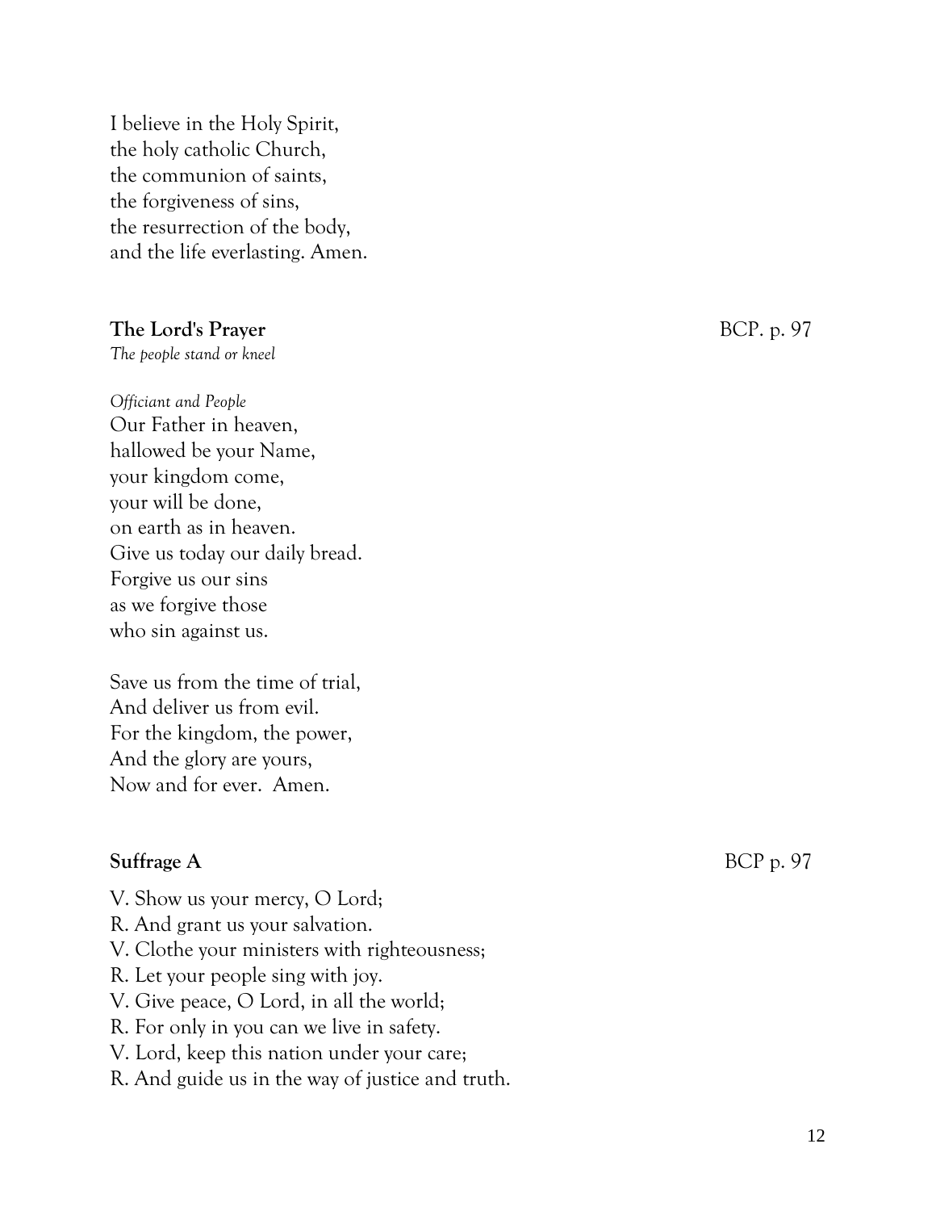I believe in the Holy Spirit,
the holy catholic Church,
the communion of saints,
the forgiveness of sins,
the resurrection of the body,
and the life everlasting. Amen.

**The Lord's Prayer** BCP. p. 97

*The people stand or kneel*

*Officiant and People*

Our Father in heaven,
hallowed be your Name,
your kingdom come,
your will be done,
on earth as in heaven.
Give us today our daily bread.
Forgive us our sins
as we forgive those
who sin against us.

Save us from the time of trial,
And deliver us from evil.
For the kingdom, the power,
And the glory are yours,
Now and for ever. Amen.

**Suffrage A** BCP p. 97

V. Show us your mercy, O Lord;
R. And grant us your salvation.
V. Clothe your ministers with righteousness;
R. Let your people sing with joy.
V. Give peace, O Lord, in all the world;
R. For only in you can we live in safety.
V. Lord, keep this nation under your care;
R. And guide us in the way of justice and truth.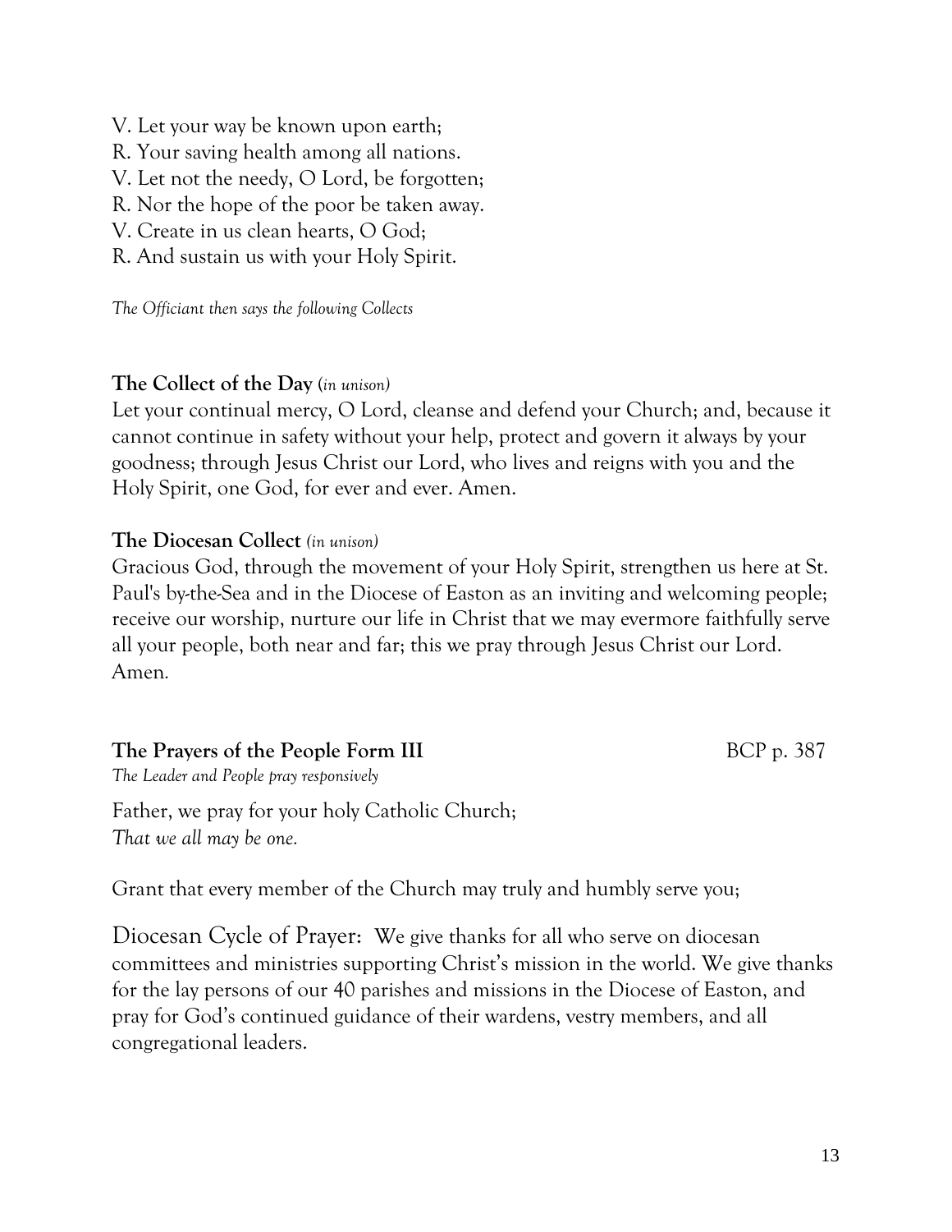V. Let your way be known upon earth;
R. Your saving health among all nations.
V. Let not the needy, O Lord, be forgotten;
R. Nor the hope of the poor be taken away.
V. Create in us clean hearts, O God;
R. And sustain us with your Holy Spirit.

*The Officiant then says the following Collects*

**The Collect of the Day** (*in unison*)
Let your continual mercy, O Lord, cleanse and defend your Church; and, because it cannot continue in safety without your help, protect and govern it always by your goodness; through Jesus Christ our Lord, who lives and reigns with you and the Holy Spirit, one God, for ever and ever. Amen.

**The Diocesan Collect** *(in unison)*
Gracious God, through the movement of your Holy Spirit, strengthen us here at St. Paul's by-the-Sea and in the Diocese of Easton as an inviting and welcoming people; receive our worship, nurture our life in Christ that we may evermore faithfully serve all your people, both near and far; this we pray through Jesus Christ our Lord. Amen.

**The Prayers of the People Form III** BCP p. 387
*The Leader and People pray responsively*

Father, we pray for your holy Catholic Church;
*That we all may be one.*

Grant that every member of the Church may truly and humbly serve you;

Diocesan Cycle of Prayer: We give thanks for all who serve on diocesan committees and ministries supporting Christ's mission in the world. We give thanks for the lay persons of our 40 parishes and missions in the Diocese of Easton, and pray for God's continued guidance of their wardens, vestry members, and all congregational leaders.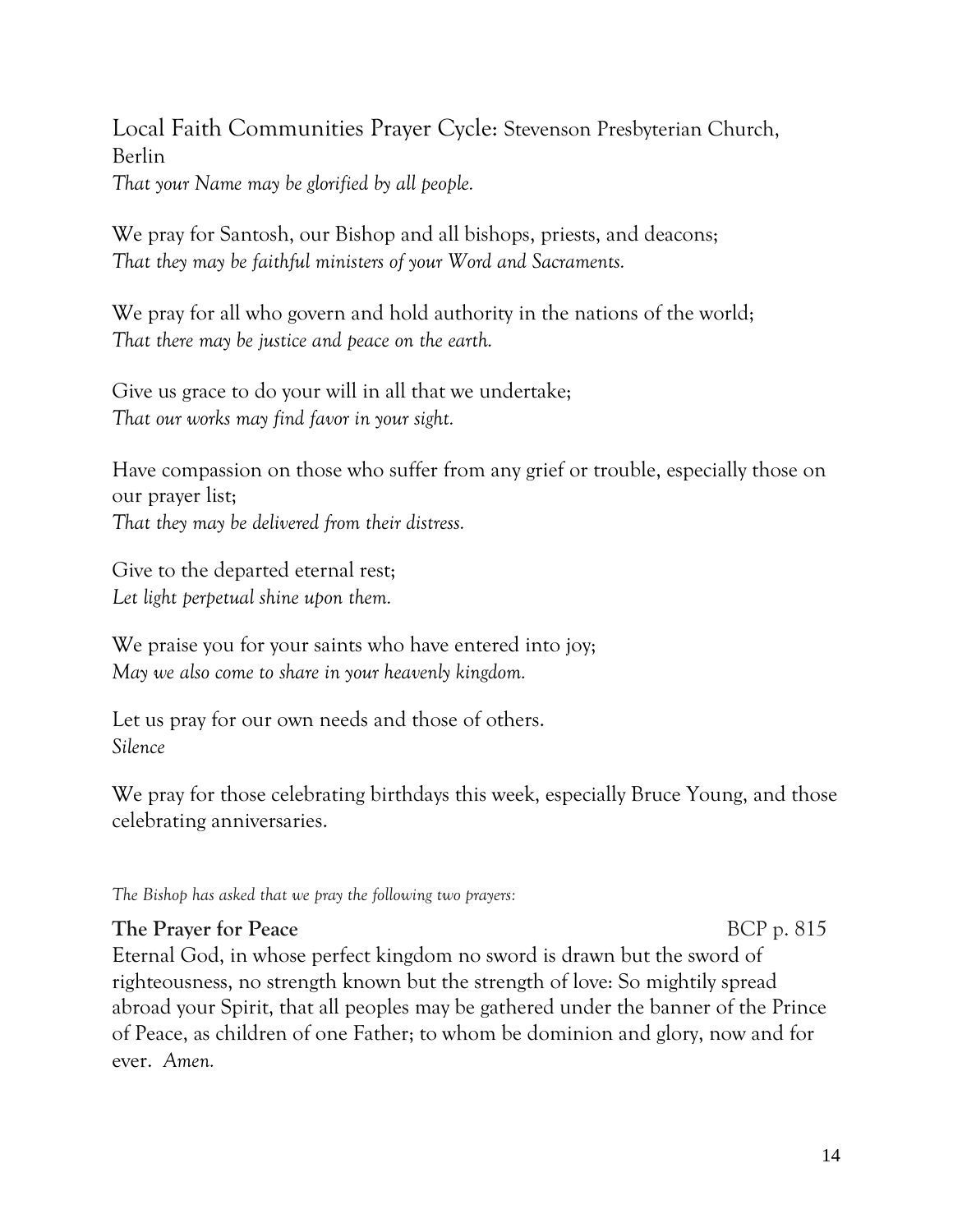Local Faith Communities Prayer Cycle: Stevenson Presbyterian Church, Berlin
*That your Name may be glorified by all people.*

We pray for Santosh, our Bishop and all bishops, priests, and deacons;
*That they may be faithful ministers of your Word and Sacraments.*

We pray for all who govern and hold authority in the nations of the world;
*That there may be justice and peace on the earth.*

Give us grace to do your will in all that we undertake;
*That our works may find favor in your sight.*

Have compassion on those who suffer from any grief or trouble, especially those on our prayer list;
*That they may be delivered from their distress.*

Give to the departed eternal rest;
*Let light perpetual shine upon them.*

We praise you for your saints who have entered into joy;
*May we also come to share in your heavenly kingdom.*

Let us pray for our own needs and those of others.
*Silence*

We pray for those celebrating birthdays this week, especially Bruce Young, and those celebrating anniversaries.

*The Bishop has asked that we pray the following two prayers:*

**The Prayer for Peace** BCP p. 815

Eternal God, in whose perfect kingdom no sword is drawn but the sword of righteousness, no strength known but the strength of love: So mightily spread abroad your Spirit, that all peoples may be gathered under the banner of the Prince of Peace, as children of one Father; to whom be dominion and glory, now and for ever. *Amen.*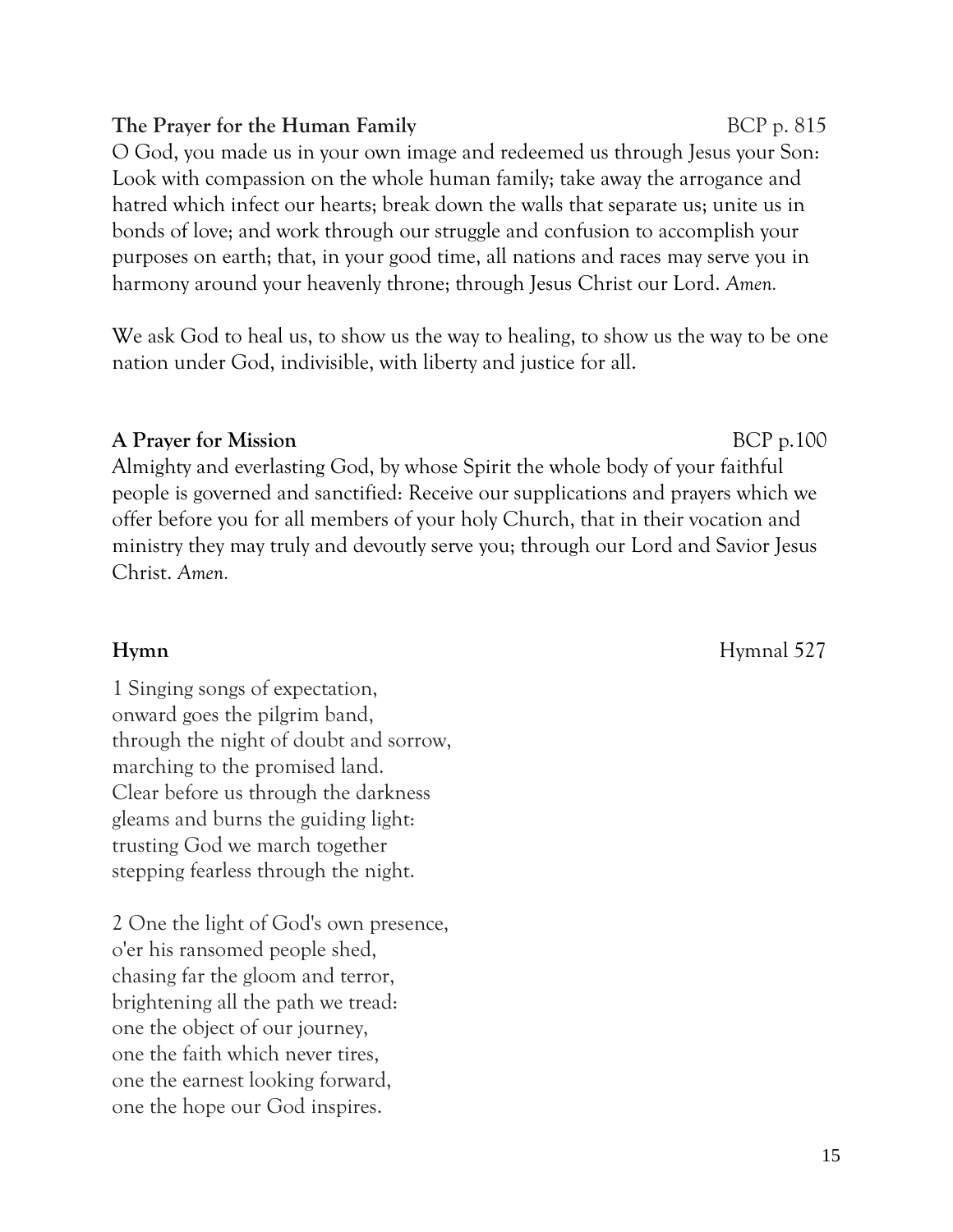**The Prayer for the Human Family** BCP p. 815

O God, you made us in your own image and redeemed us through Jesus your Son: Look with compassion on the whole human family; take away the arrogance and hatred which infect our hearts; break down the walls that separate us; unite us in bonds of love; and work through our struggle and confusion to accomplish your purposes on earth; that, in your good time, all nations and races may serve you in harmony around your heavenly throne; through Jesus Christ our Lord. *Amen.*

We ask God to heal us, to show us the way to healing, to show us the way to be one nation under God, indivisible, with liberty and justice for all.

**A Prayer for Mission** BCP p.100

Almighty and everlasting God, by whose Spirit the whole body of your faithful people is governed and sanctified: Receive our supplications and prayers which we offer before you for all members of your holy Church, that in their vocation and ministry they may truly and devoutly serve you; through our Lord and Savior Jesus Christ. *Amen.*

**Hymn** Hymnal 527

1 Singing songs of expectation,
onward goes the pilgrim band,
through the night of doubt and sorrow,
marching to the promised land.
Clear before us through the darkness
gleams and burns the guiding light:
trusting God we march together
stepping fearless through the night.

2 One the light of God's own presence,
o'er his ransomed people shed,
chasing far the gloom and terror,
brightening all the path we tread:
one the object of our journey,
one the faith which never tires,
one the earnest looking forward,
one the hope our God inspires.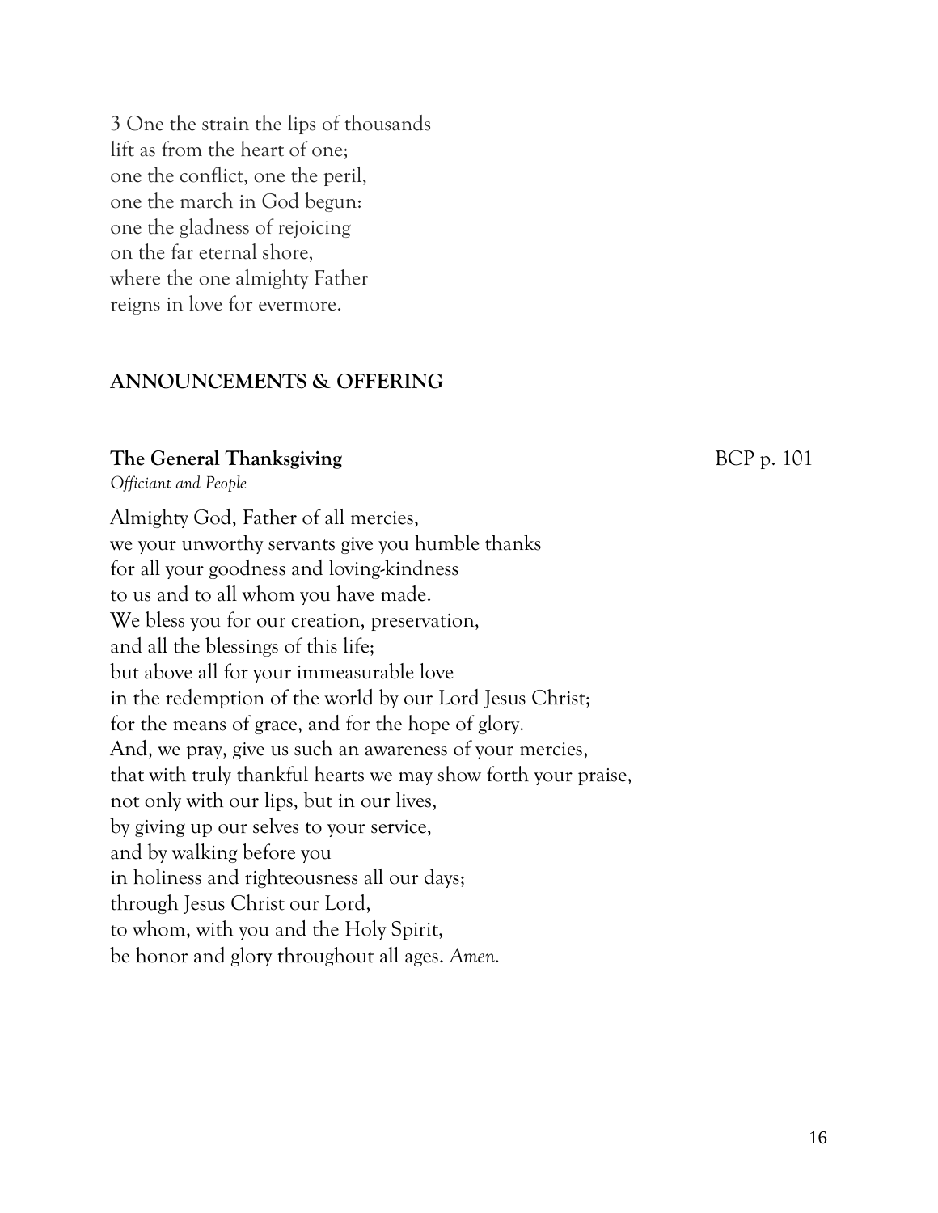3 One the strain the lips of thousands  
lift as from the heart of one;  
one the conflict, one the peril,  
one the march in God begun:  
one the gladness of rejoicing  
on the far eternal shore,  
where the one almighty Father  
reigns in love for evermore.

**ANNOUNCEMENTS & OFFERING**

**The General Thanksgiving** BCP p. 101  
*Officiant and People*

Almighty God, Father of all mercies,  
we your unworthy servants give you humble thanks  
for all your goodness and loving-kindness  
to us and to all whom you have made.  
We bless you for our creation, preservation,  
and all the blessings of this life;  
but above all for your immeasurable love  
in the redemption of the world by our Lord Jesus Christ;  
for the means of grace, and for the hope of glory.  
And, we pray, give us such an awareness of your mercies,  
that with truly thankful hearts we may show forth your praise,  
not only with our lips, but in our lives,  
by giving up our selves to your service,  
and by walking before you  
in holiness and righteousness all our days;  
through Jesus Christ our Lord,  
to whom, with you and the Holy Spirit,  
be honor and glory throughout all ages. *Amen.*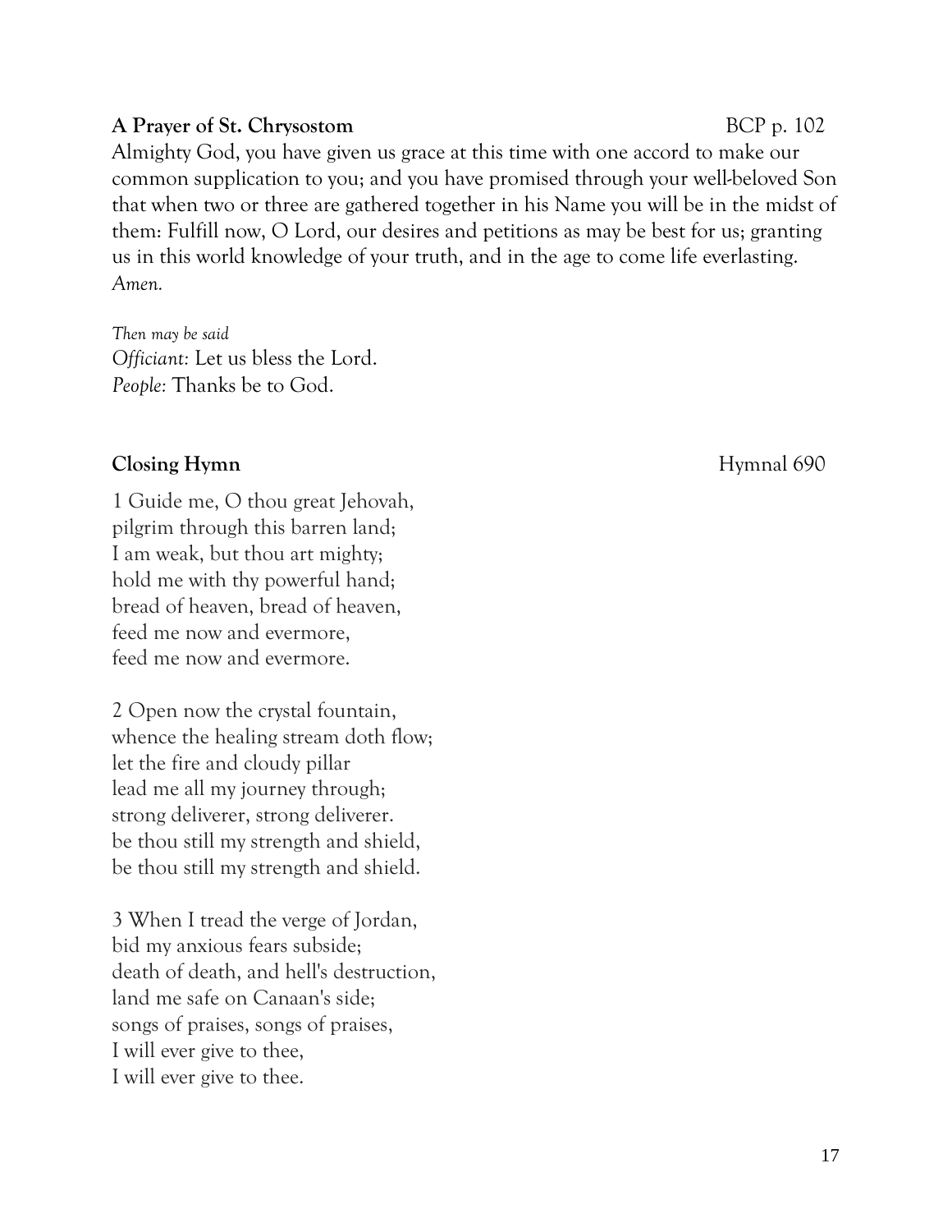**A Prayer of St. Chrysostom** BCP p. 102

Almighty God, you have given us grace at this time with one accord to make our common supplication to you; and you have promised through your well-beloved Son that when two or three are gathered together in his Name you will be in the midst of them: Fulfill now, O Lord, our desires and petitions as may be best for us; granting us in this world knowledge of your truth, and in the age to come life everlasting. *Amen.*

*Then may be said*
*Officiant:* Let us bless the Lord.
*People:* Thanks be to God.

**Closing Hymn** Hymnal 690

1 Guide me, O thou great Jehovah,
pilgrim through this barren land;
I am weak, but thou art mighty;
hold me with thy powerful hand;
bread of heaven, bread of heaven,
feed me now and evermore,
feed me now and evermore.

2 Open now the crystal fountain,
whence the healing stream doth flow;
let the fire and cloudy pillar
lead me all my journey through;
strong deliverer, strong deliverer.
be thou still my strength and shield,
be thou still my strength and shield.

3 When I tread the verge of Jordan,
bid my anxious fears subside;
death of death, and hell's destruction,
land me safe on Canaan's side;
songs of praises, songs of praises,
I will ever give to thee,
I will ever give to thee.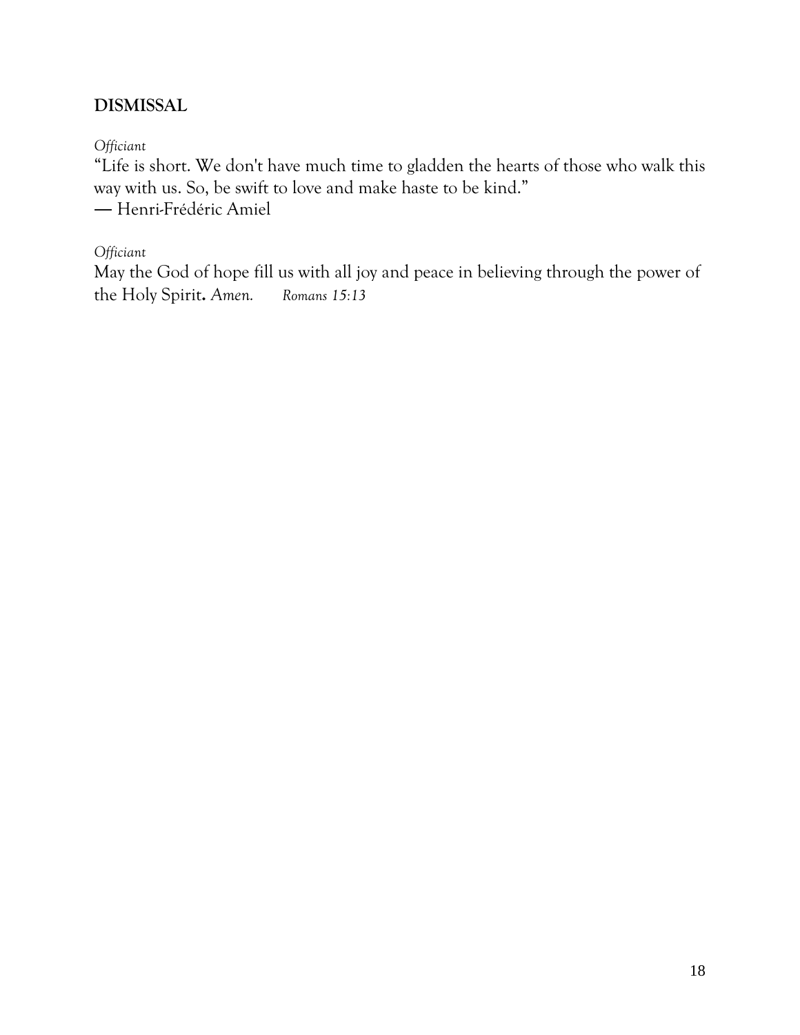## DISMISSAL

*Officiant*

"Life is short. We don't have much time to gladden the hearts of those who walk this way with us. So, be swift to love and make haste to be kind."
— Henri-Frédéric Amiel

*Officiant*

May the God of hope fill us with all joy and peace in believing through the power of the Holy Spirit**.** *Amen.* *Romans 15:13*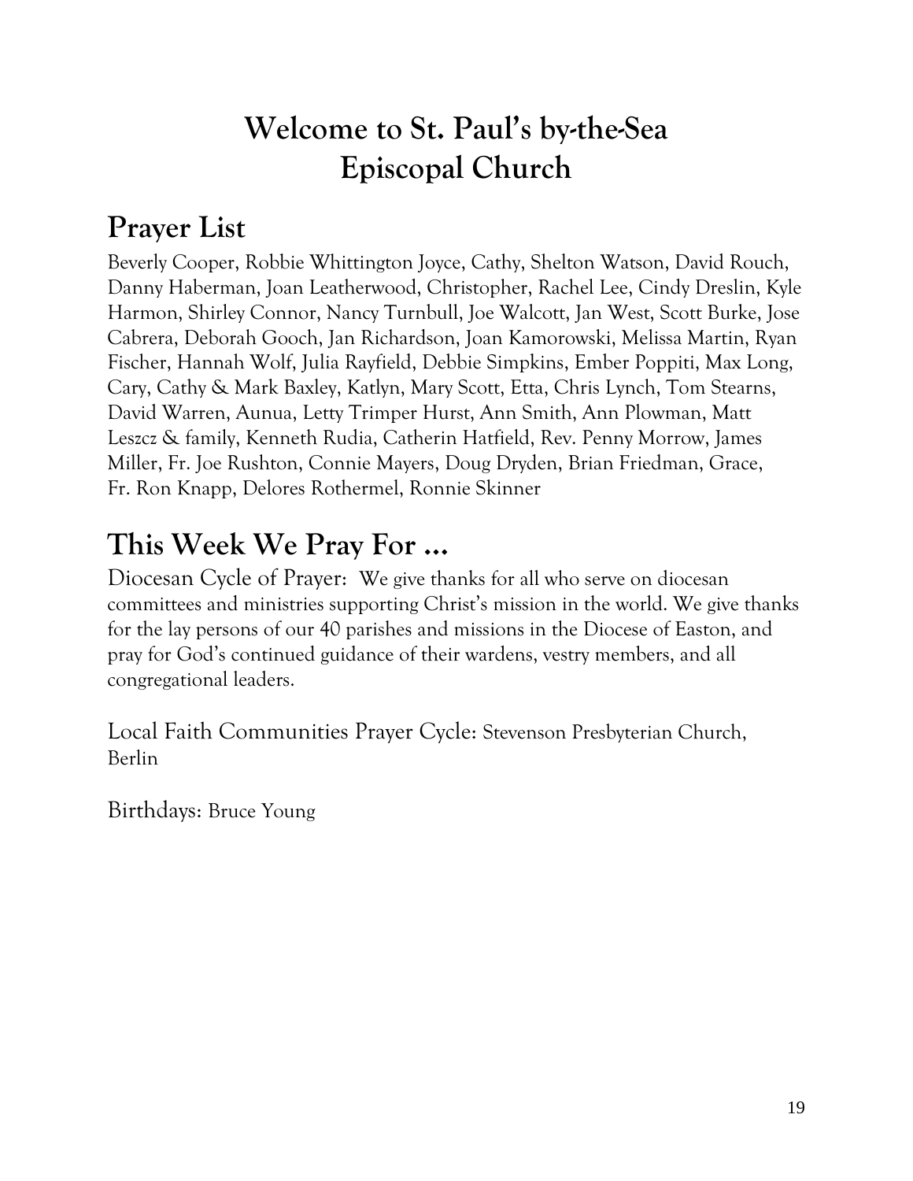# Welcome to St. Paul's by-the-Sea Episcopal Church

## Prayer List

Beverly Cooper, Robbie Whittington Joyce, Cathy, Shelton Watson, David Rouch, Danny Haberman, Joan Leatherwood, Christopher, Rachel Lee, Cindy Dreslin, Kyle Harmon, Shirley Connor, Nancy Turnbull, Joe Walcott, Jan West, Scott Burke, Jose Cabrera, Deborah Gooch, Jan Richardson, Joan Kamorowski, Melissa Martin, Ryan Fischer, Hannah Wolf, Julia Rayfield, Debbie Simpkins, Ember Poppiti, Max Long, Cary, Cathy & Mark Baxley, Katlyn, Mary Scott, Etta, Chris Lynch, Tom Stearns, David Warren, Aunua, Letty Trimper Hurst, Ann Smith, Ann Plowman, Matt Leszcz & family, Kenneth Rudia, Catherin Hatfield, Rev. Penny Morrow, James Miller, Fr. Joe Rushton, Connie Mayers, Doug Dryden, Brian Friedman, Grace, Fr. Ron Knapp, Delores Rothermel, Ronnie Skinner

## This Week We Pray For …

Diocesan Cycle of Prayer: We give thanks for all who serve on diocesan committees and ministries supporting Christ's mission in the world. We give thanks for the lay persons of our 40 parishes and missions in the Diocese of Easton, and pray for God's continued guidance of their wardens, vestry members, and all congregational leaders.

Local Faith Communities Prayer Cycle: Stevenson Presbyterian Church, Berlin

Birthdays: Bruce Young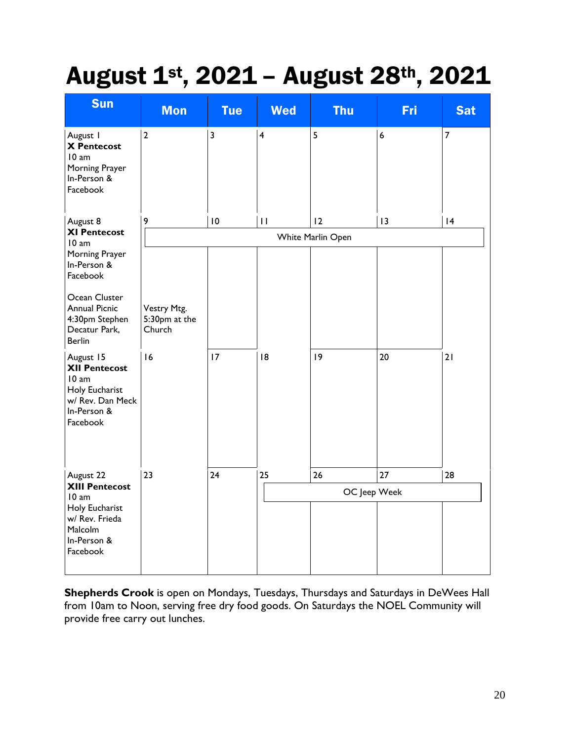# August 1st, 2021 – August 28th, 2021

| Sun | Mon | Tue | Wed | Thu | Fri | Sat |
|---|---|---|---|---|---|---|
| August 1 **X Pentecost** 10 am Morning Prayer In-Person & Facebook | 2 | 3 | 4 | 5 | 6 | 7 |
| August 8 **XI Pentecost** 10 am Morning Prayer In-Person & Facebook<br><br>Ocean Cluster Annual Picnic 4:30pm Stephen Decatur Park, Berlin | 9 White Marlin Open<br><br>Vestry Mtg. 5:30pm at the Church | 10 White Marlin Open | 11 White Marlin Open | 12 White Marlin Open | 13 White Marlin Open | 14 White Marlin Open |
| August 15 **XII Pentecost** 10 am Holy Eucharist w/ Rev. Dan Meck In-Person & Facebook | 16 | 17 | 18 | 19 | 20 | 21 |
| August 22 **XIII Pentecost** 10 am Holy Eucharist w/ Rev. Frieda Malcolm In-Person & Facebook | 23 | 24 | 25 OC Jeep Week | 26 OC Jeep Week | 27 OC Jeep Week | 28 OC Jeep Week |

**Shepherds Crook** is open on Mondays, Tuesdays, Thursdays and Saturdays in DeWees Hall from 10am to Noon, serving free dry food goods. On Saturdays the NOEL Community will provide free carry out lunches.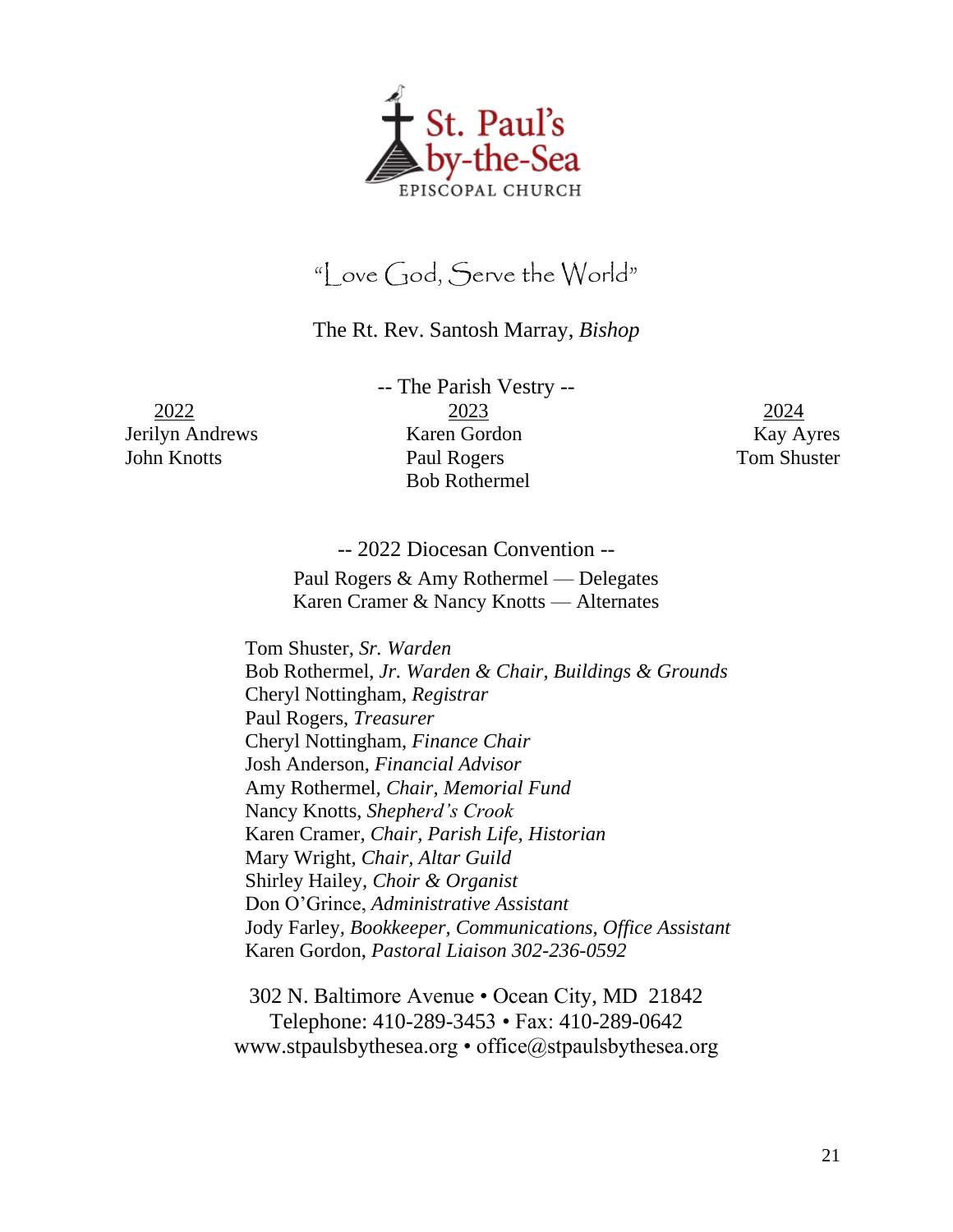St. Paul's by-the-Sea
EPISCOPAL CHURCH

"Love God, Serve the World"

The Rt. Rev. Santosh Marray, *Bishop*

-- The Parish Vestry --

| 2022 | 2023 | 2024 |
|---|---|---|
| Jerilyn Andrews | Karen Gordon | Kay Ayres |
| John Knotts | Paul Rogers | Tom Shuster |
| | Bob Rothermel | |

-- 2022 Diocesan Convention --

Paul Rogers & Amy Rothermel — Delegates
Karen Cramer & Nancy Knotts — Alternates

Tom Shuster, *Sr. Warden*
Bob Rothermel, *Jr. Warden & Chair, Buildings & Grounds*
Cheryl Nottingham, *Registrar*
Paul Rogers, *Treasurer*
Cheryl Nottingham, *Finance Chair*
Josh Anderson, *Financial Advisor*
Amy Rothermel, *Chair, Memorial Fund*
Nancy Knotts, *Shepherd's Crook*
Karen Cramer, *Chair, Parish Life, Historian*
Mary Wright, *Chair, Altar Guild*
Shirley Hailey, *Choir & Organist*
Don O'Grince, *Administrative Assistant*
Jody Farley, *Bookkeeper, Communications, Office Assistant*
Karen Gordon, *Pastoral Liaison 302-236-0592*

302 N. Baltimore Avenue • Ocean City, MD 21842
Telephone: 410-289-3453 • Fax: 410-289-0642
www.stpaulsbythesea.org • office@stpaulsbythesea.org